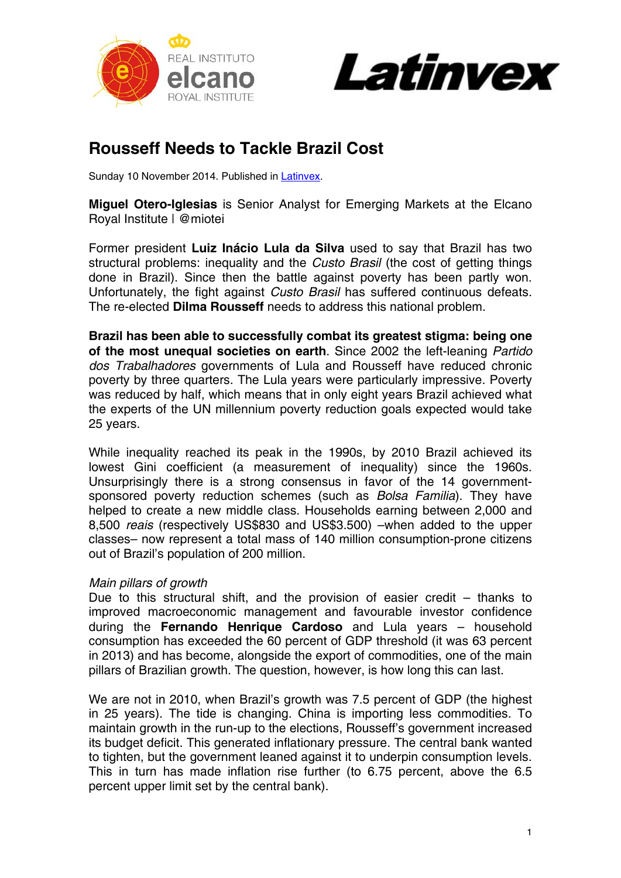# Rousseff Needs to Tackle Brazil Cost

Sunday 10 November 2014. Published in [Latinvex](Latinvex).

**Miguel Otero-Iglesias** is Senior Analyst for Emerging Markets at the Elcano Royal Institute | @miotei

Former president **Luiz Inácio Lula da Silva** used to say that Brazil has two structural problems: inequality and the *Custo Brasil* (the cost of getting things done in Brazil). Since then the battle against poverty has been partly won. Unfortunately, the fight against *Custo Brasil* has suffered continuous defeats. The re-elected **Dilma Rousseff** needs to address this national problem.

**Brazil has been able to successfully combat its greatest stigma: being one of the most unequal societies on earth**. Since 2002 the left-leaning *Partido dos Trabalhadores* governments of Lula and Rousseff have reduced chronic poverty by three quarters. The Lula years were particularly impressive. Poverty was reduced by half, which means that in only eight years Brazil achieved what the experts of the UN millennium poverty reduction goals expected would take 25 years.

While inequality reached its peak in the 1990s, by 2010 Brazil achieved its lowest Gini coefficient (a measurement of inequality) since the 1960s. Unsurprisingly there is a strong consensus in favor of the 14 government-sponsored poverty reduction schemes (such as *Bolsa Familia*). They have helped to create a new middle class. Households earning between 2,000 and 8,500 *reais* (respectively US$830 and US$3.500) –when added to the upper classes– now represent a total mass of 140 million consumption-prone citizens out of Brazil's population of 200 million.

*Main pillars of growth*

Due to this structural shift, and the provision of easier credit – thanks to improved macroeconomic management and favourable investor confidence during the **Fernando Henrique Cardoso** and Lula years – household consumption has exceeded the 60 percent of GDP threshold (it was 63 percent in 2013) and has become, alongside the export of commodities, one of the main pillars of Brazilian growth. The question, however, is how long this can last.

We are not in 2010, when Brazil's growth was 7.5 percent of GDP (the highest in 25 years). The tide is changing. China is importing less commodities. To maintain growth in the run-up to the elections, Rousseff's government increased its budget deficit. This generated inflationary pressure. The central bank wanted to tighten, but the government leaned against it to underpin consumption levels. This in turn has made inflation rise further (to 6.75 percent, above the 6.5 percent upper limit set by the central bank).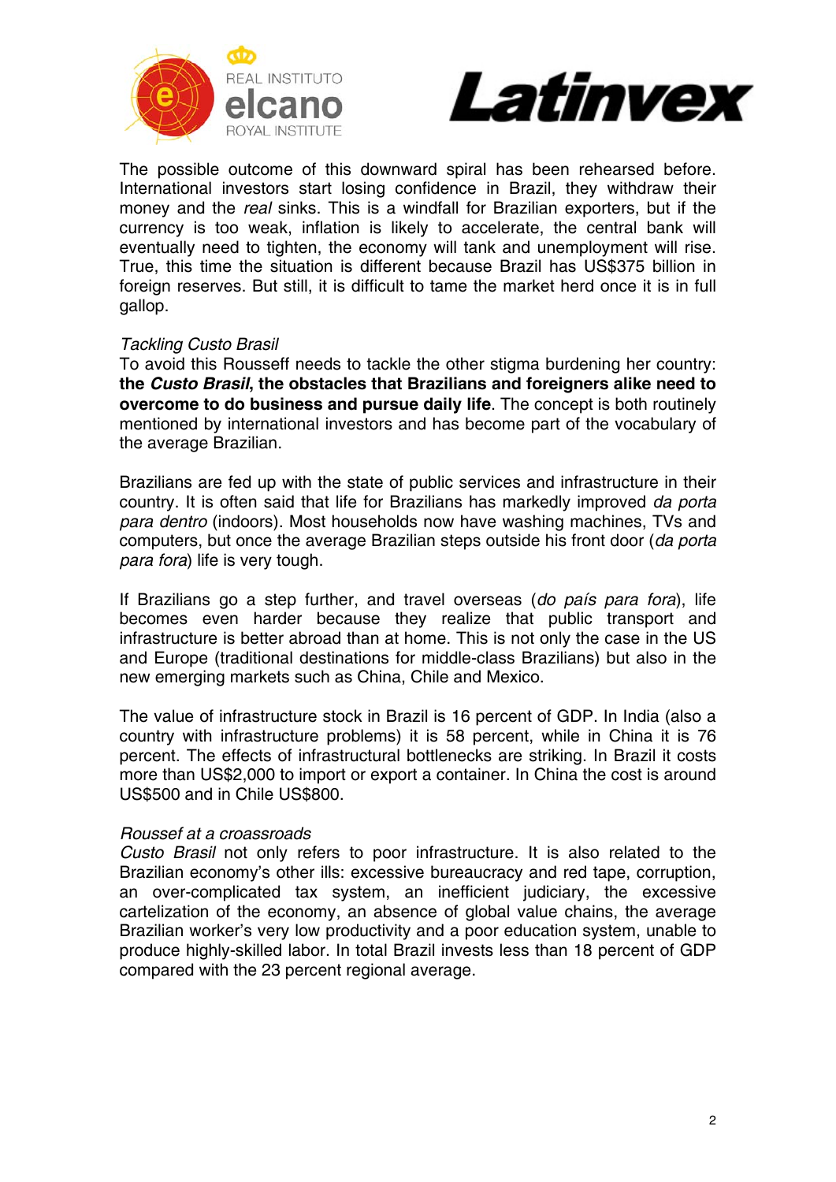The possible outcome of this downward spiral has been rehearsed before. International investors start losing confidence in Brazil, they withdraw their money and the *real* sinks. This is a windfall for Brazilian exporters, but if the currency is too weak, inflation is likely to accelerate, the central bank will eventually need to tighten, the economy will tank and unemployment will rise. True, this time the situation is different because Brazil has US$375 billion in foreign reserves. But still, it is difficult to tame the market herd once it is in full gallop.

### *Tackling Custo Brasil*

To avoid this Rousseff needs to tackle the other stigma burdening her country: **the *Custo Brasil*, the obstacles that Brazilians and foreigners alike need to overcome to do business and pursue daily life**. The concept is both routinely mentioned by international investors and has become part of the vocabulary of the average Brazilian.

Brazilians are fed up with the state of public services and infrastructure in their country. It is often said that life for Brazilians has markedly improved *da porta para dentro* (indoors). Most households now have washing machines, TVs and computers, but once the average Brazilian steps outside his front door (*da porta para fora*) life is very tough.

If Brazilians go a step further, and travel overseas (*do país para fora*), life becomes even harder because they realize that public transport and infrastructure is better abroad than at home. This is not only the case in the US and Europe (traditional destinations for middle-class Brazilians) but also in the new emerging markets such as China, Chile and Mexico.

The value of infrastructure stock in Brazil is 16 percent of GDP. In India (also a country with infrastructure problems) it is 58 percent, while in China it is 76 percent. The effects of infrastructural bottlenecks are striking. In Brazil it costs more than US$2,000 to import or export a container. In China the cost is around US$500 and in Chile US$800.

### *Roussef at a croassroads*

*Custo Brasil* not only refers to poor infrastructure. It is also related to the Brazilian economy's other ills: excessive bureaucracy and red tape, corruption, an over-complicated tax system, an inefficient judiciary, the excessive cartelization of the economy, an absence of global value chains, the average Brazilian worker's very low productivity and a poor education system, unable to produce highly-skilled labor. In total Brazil invests less than 18 percent of GDP compared with the 23 percent regional average.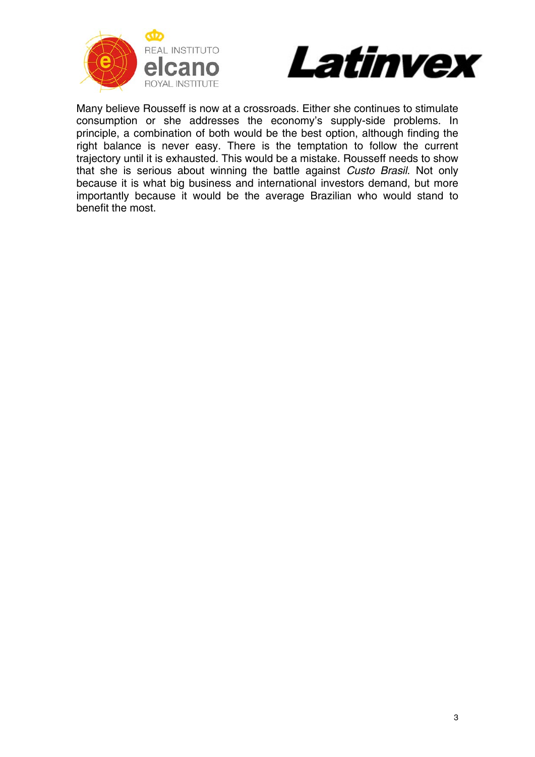Many believe Rousseff is now at a crossroads. Either she continues to stimulate consumption or she addresses the economy's supply-side problems. In principle, a combination of both would be the best option, although finding the right balance is never easy. There is the temptation to follow the current trajectory until it is exhausted. This would be a mistake. Rousseff needs to show that she is serious about winning the battle against *Custo Brasil*. Not only because it is what big business and international investors demand, but more importantly because it would be the average Brazilian who would stand to benefit the most.